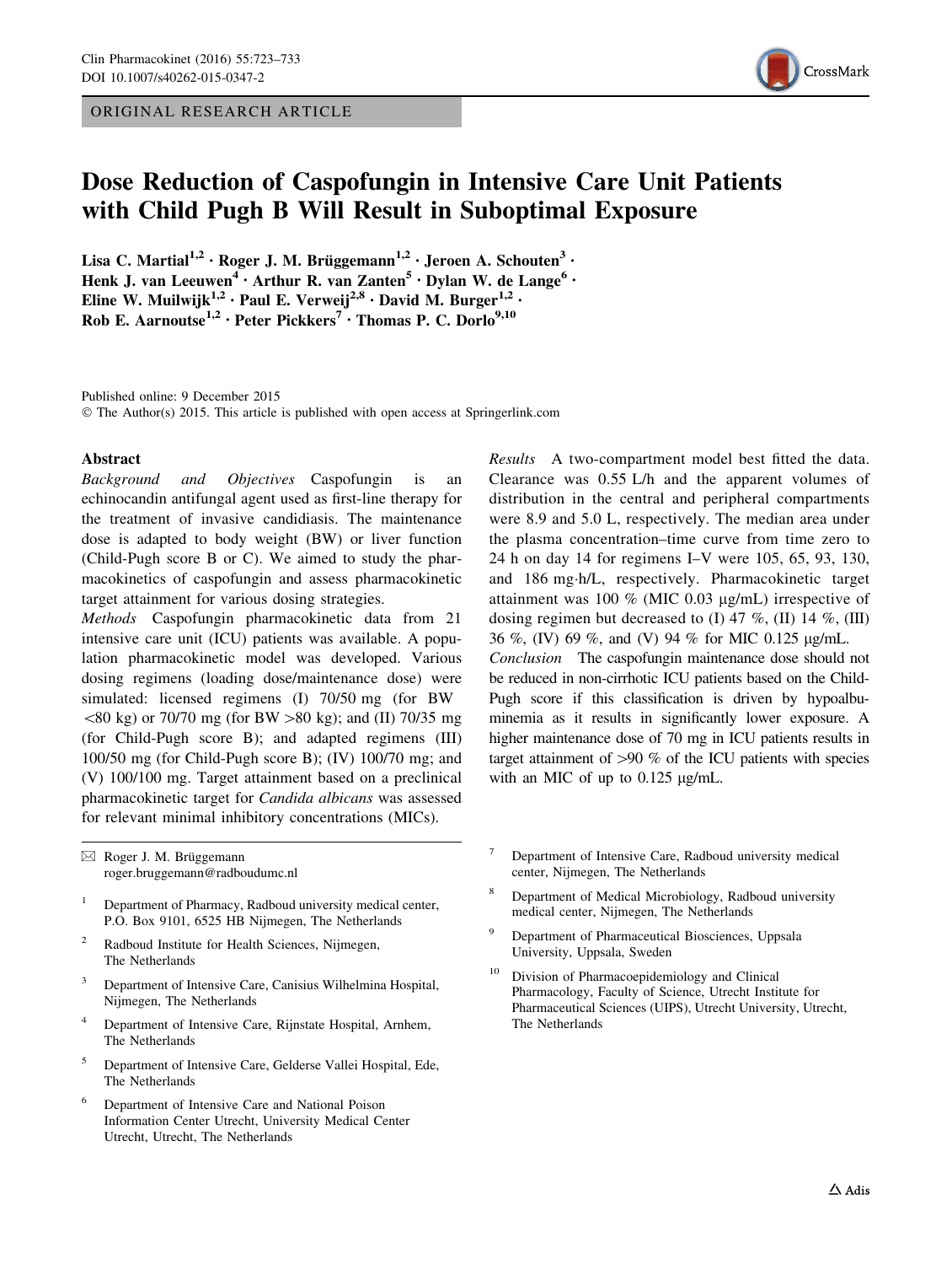ORIGINAL RESEARCH ARTICLE

# Dose Reduction of Caspofungin in Intensive Care Unit Patients with Child Pugh B Will Result in Suboptimal Exposure

Lisa C. Martial[1,2] · Roger J. M. Brüggemann[1,2] · Jeroen A. Schouten[3] · Henk J. van Leeuwen[4] · Arthur R. van Zanten[5] · Dylan W. de Lange[6] · Eline W. Muilwijk[1,2] · Paul E. Verweij[2,8] · David M. Burger[1,2] · Rob E. Aarnoutse[1,2] · Peter Pickkers[7] · Thomas P. C. Dorlo[9,10]

Published online: 9 December 2015
© The Author(s) 2015. This article is published with open access at Springerlink.com

## Abstract

*Background and Objectives* Caspofungin is an echinocandin antifungal agent used as first-line therapy for the treatment of invasive candidiasis. The maintenance dose is adapted to body weight (BW) or liver function (Child-Pugh score B or C). We aimed to study the pharmacokinetics of caspofungin and assess pharmacokinetic target attainment for various dosing strategies.

*Methods* Caspofungin pharmacokinetic data from 21 intensive care unit (ICU) patients was available. A population pharmacokinetic model was developed. Various dosing regimens (loading dose/maintenance dose) were simulated: licensed regimens (I) 70/50 mg (for BW <80 kg) or 70/70 mg (for BW >80 kg); and (II) 70/35 mg (for Child-Pugh score B); and adapted regimens (III) 100/50 mg (for Child-Pugh score B); (IV) 100/70 mg; and (V) 100/100 mg. Target attainment based on a preclinical pharmacokinetic target for *Candida albicans* was assessed for relevant minimal inhibitory concentrations (MICs).

*Results* A two-compartment model best fitted the data. Clearance was 0.55 L/h and the apparent volumes of distribution in the central and peripheral compartments were 8.9 and 5.0 L, respectively. The median area under the plasma concentration–time curve from time zero to 24 h on day 14 for regimens I–V were 105, 65, 93, 130, and 186 mg·h/L, respectively. Pharmacokinetic target attainment was 100 % (MIC 0.03 μg/mL) irrespective of dosing regimen but decreased to (I) 47 %, (II) 14 %, (III) 36 %, (IV) 69 %, and (V) 94 % for MIC 0.125 μg/mL.

*Conclusion* The caspofungin maintenance dose should not be reduced in non-cirrhotic ICU patients based on the Child-Pugh score if this classification is driven by hypoalbuminemia as it results in significantly lower exposure. A higher maintenance dose of 70 mg in ICU patients results in target attainment of >90 % of the ICU patients with species with an MIC of up to 0.125 μg/mL.

---

✉ Roger J. M. Brüggemann
roger.bruggemann@radboudumc.nl

[1] Department of Pharmacy, Radboud university medical center, P.O. Box 9101, 6525 HB Nijmegen, The Netherlands

[2] Radboud Institute for Health Sciences, Nijmegen, The Netherlands

[3] Department of Intensive Care, Canisius Wilhelmina Hospital, Nijmegen, The Netherlands

[4] Department of Intensive Care, Rijnstate Hospital, Arnhem, The Netherlands

[5] Department of Intensive Care, Gelderse Vallei Hospital, Ede, The Netherlands

[6] Department of Intensive Care and National Poison Information Center Utrecht, University Medical Center Utrecht, Utrecht, The Netherlands

[7] Department of Intensive Care, Radboud university medical center, Nijmegen, The Netherlands

[8] Department of Medical Microbiology, Radboud university medical center, Nijmegen, The Netherlands

[9] Department of Pharmaceutical Biosciences, Uppsala University, Uppsala, Sweden

[10] Division of Pharmacoepidemiology and Clinical Pharmacology, Faculty of Science, Utrecht Institute for Pharmaceutical Sciences (UIPS), Utrecht University, Utrecht, The Netherlands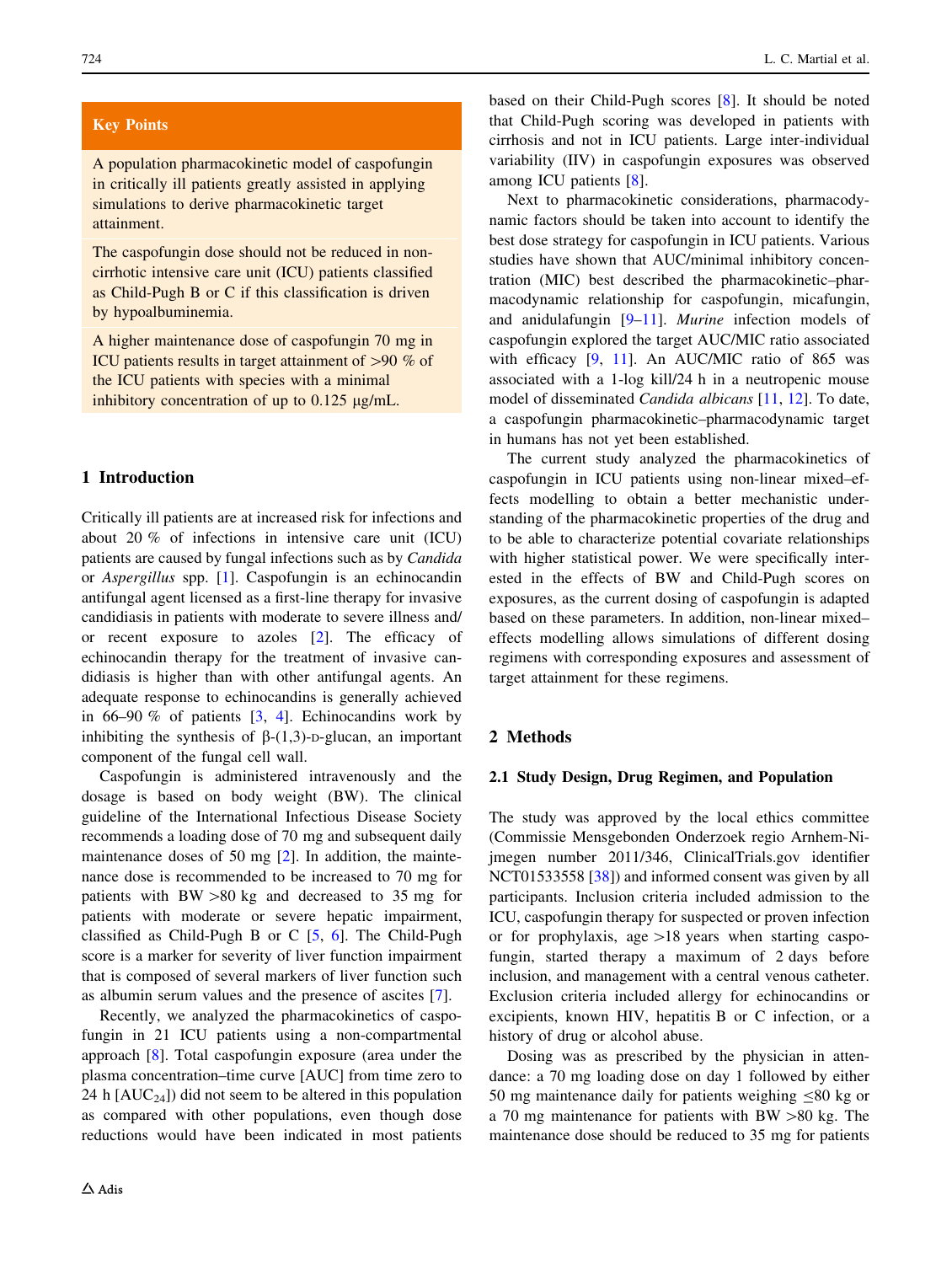**Key Points**

A population pharmacokinetic model of caspofungin in critically ill patients greatly assisted in applying simulations to derive pharmacokinetic target attainment.

The caspofungin dose should not be reduced in non-cirrhotic intensive care unit (ICU) patients classified as Child-Pugh B or C if this classification is driven by hypoalbuminemia.

A higher maintenance dose of caspofungin 70 mg in ICU patients results in target attainment of >90 % of the ICU patients with species with a minimal inhibitory concentration of up to 0.125 µg/mL.

## 1 Introduction

Critically ill patients are at increased risk for infections and about 20 % of infections in intensive care unit (ICU) patients are caused by fungal infections such as by *Candida* or *Aspergillus* spp. [1]. Caspofungin is an echinocandin antifungal agent licensed as a first-line therapy for invasive candidiasis in patients with moderate to severe illness and/or recent exposure to azoles [2]. The efficacy of echinocandin therapy for the treatment of invasive candidiasis is higher than with other antifungal agents. An adequate response to echinocandins is generally achieved in 66–90 % of patients [3, 4]. Echinocandins work by inhibiting the synthesis of β-(1,3)-D-glucan, an important component of the fungal cell wall.

Caspofungin is administered intravenously and the dosage is based on body weight (BW). The clinical guideline of the International Infectious Disease Society recommends a loading dose of 70 mg and subsequent daily maintenance doses of 50 mg [2]. In addition, the maintenance dose is recommended to be increased to 70 mg for patients with BW >80 kg and decreased to 35 mg for patients with moderate or severe hepatic impairment, classified as Child-Pugh B or C [5, 6]. The Child-Pugh score is a marker for severity of liver function impairment that is composed of several markers of liver function such as albumin serum values and the presence of ascites [7].

Recently, we analyzed the pharmacokinetics of caspofungin in 21 ICU patients using a non-compartmental approach [8]. Total caspofungin exposure (area under the plasma concentration–time curve [AUC] from time zero to 24 h [$AUC_{24}$]) did not seem to be altered in this population as compared with other populations, even though dose reductions would have been indicated in most patients based on their Child-Pugh scores [8]. It should be noted that Child-Pugh scoring was developed in patients with cirrhosis and not in ICU patients. Large inter-individual variability (IIV) in caspofungin exposures was observed among ICU patients [8].

Next to pharmacokinetic considerations, pharmacodynamic factors should be taken into account to identify the best dose strategy for caspofungin in ICU patients. Various studies have shown that AUC/minimal inhibitory concentration (MIC) best described the pharmacokinetic–pharmacodynamic relationship for caspofungin, micafungin, and anidulafungin [9–11]. *Murine* infection models of caspofungin explored the target AUC/MIC ratio associated with efficacy [9, 11]. An AUC/MIC ratio of 865 was associated with a 1-log kill/24 h in a neutropenic mouse model of disseminated *Candida albicans* [11, 12]. To date, a caspofungin pharmacokinetic–pharmacodynamic target in humans has not yet been established.

The current study analyzed the pharmacokinetics of caspofungin in ICU patients using non-linear mixed–effects modelling to obtain a better mechanistic understanding of the pharmacokinetic properties of the drug and to be able to characterize potential covariate relationships with higher statistical power. We were specifically interested in the effects of BW and Child-Pugh scores on exposures, as the current dosing of caspofungin is adapted based on these parameters. In addition, non-linear mixed–effects modelling allows simulations of different dosing regimens with corresponding exposures and assessment of target attainment for these regimens.

## 2 Methods

### 2.1 Study Design, Drug Regimen, and Population

The study was approved by the local ethics committee (Commissie Mensgebonden Onderzoek regio Arnhem-Nijmegen number 2011/346, ClinicalTrials.gov identifier NCT01533558 [38]) and informed consent was given by all participants. Inclusion criteria included admission to the ICU, caspofungin therapy for suspected or proven infection or for prophylaxis, age >18 years when starting caspofungin, started therapy a maximum of 2 days before inclusion, and management with a central venous catheter. Exclusion criteria included allergy for echinocandins or excipients, known HIV, hepatitis B or C infection, or a history of drug or alcohol abuse.

Dosing was as prescribed by the physician in attendance: a 70 mg loading dose on day 1 followed by either 50 mg maintenance daily for patients weighing ≤80 kg or a 70 mg maintenance for patients with BW >80 kg. The maintenance dose should be reduced to 35 mg for patients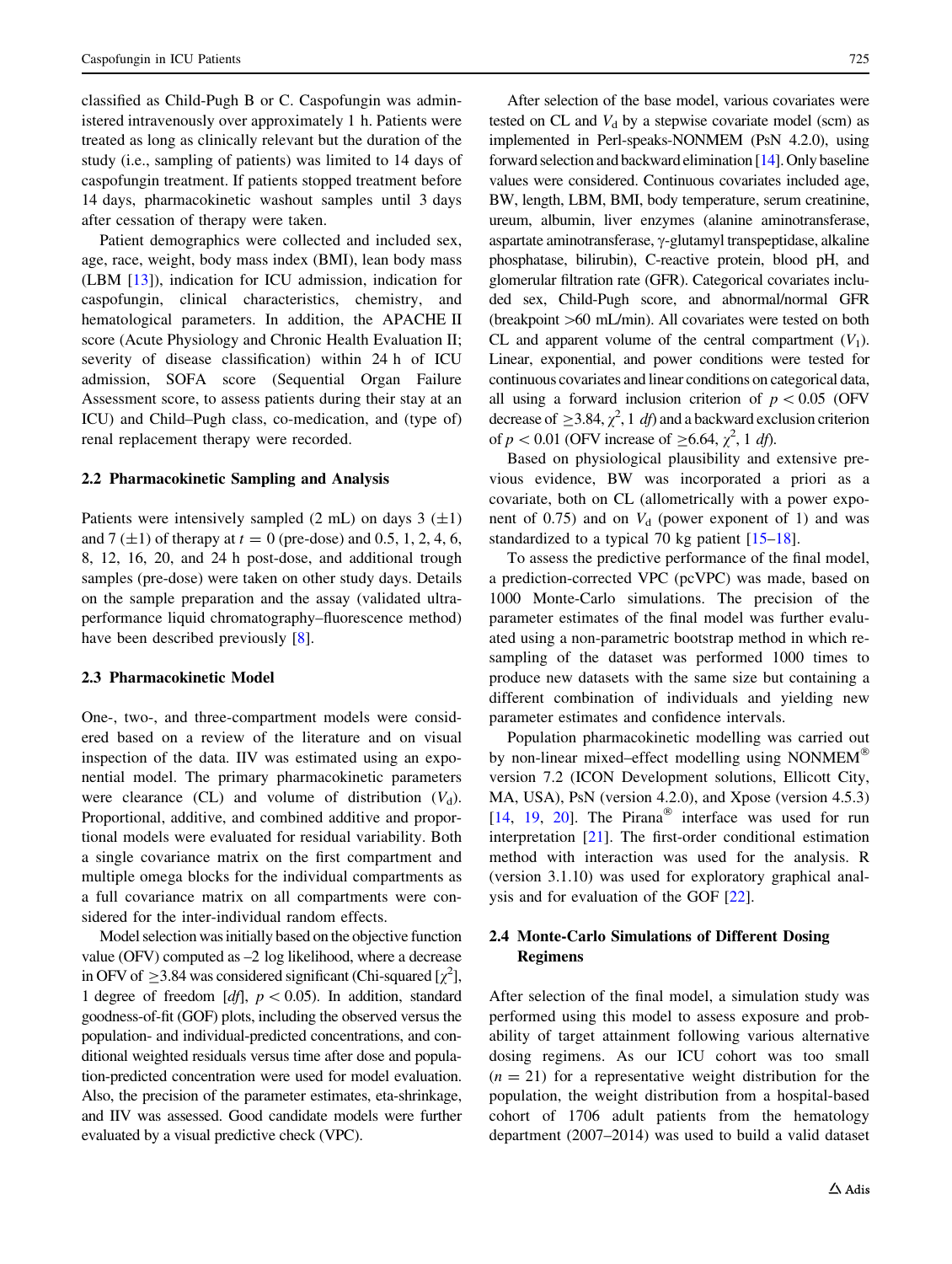classified as Child-Pugh B or C. Caspofungin was administered intravenously over approximately 1 h. Patients were treated as long as clinically relevant but the duration of the study (i.e., sampling of patients) was limited to 14 days of caspofungin treatment. If patients stopped treatment before 14 days, pharmacokinetic washout samples until 3 days after cessation of therapy were taken.

Patient demographics were collected and included sex, age, race, weight, body mass index (BMI), lean body mass (LBM [13]), indication for ICU admission, indication for caspofungin, clinical characteristics, chemistry, and hematological parameters. In addition, the APACHE II score (Acute Physiology and Chronic Health Evaluation II; severity of disease classification) within 24 h of ICU admission, SOFA score (Sequential Organ Failure Assessment score, to assess patients during their stay at an ICU) and Child–Pugh class, co-medication, and (type of) renal replacement therapy were recorded.

### 2.2 Pharmacokinetic Sampling and Analysis

Patients were intensively sampled (2 mL) on days 3 ($\pm$1) and 7 ($\pm$1) of therapy at $t = 0$ (pre-dose) and 0.5, 1, 2, 4, 6, 8, 12, 16, 20, and 24 h post-dose, and additional trough samples (pre-dose) were taken on other study days. Details on the sample preparation and the assay (validated ultra-performance liquid chromatography–fluorescence method) have been described previously [8].

### 2.3 Pharmacokinetic Model

One-, two-, and three-compartment models were considered based on a review of the literature and on visual inspection of the data. IIV was estimated using an exponential model. The primary pharmacokinetic parameters were clearance (CL) and volume of distribution ($V_d$). Proportional, additive, and combined additive and proportional models were evaluated for residual variability. Both a single covariance matrix on the first compartment and multiple omega blocks for the individual compartments as a full covariance matrix on all compartments were considered for the inter-individual random effects.

Model selection was initially based on the objective function value (OFV) computed as –2 log likelihood, where a decrease in OFV of $\geq$3.84 was considered significant (Chi-squared [$\chi^2$], 1 degree of freedom [*df*], $p < 0.05$). In addition, standard goodness-of-fit (GOF) plots, including the observed versus the population- and individual-predicted concentrations, and conditional weighted residuals versus time after dose and population-predicted concentration were used for model evaluation. Also, the precision of the parameter estimates, eta-shrinkage, and IIV was assessed. Good candidate models were further evaluated by a visual predictive check (VPC).

After selection of the base model, various covariates were tested on CL and $V_d$ by a stepwise covariate model (scm) as implemented in Perl-speaks-NONMEM (PsN 4.2.0), using forward selection and backward elimination [14]. Only baseline values were considered. Continuous covariates included age, BW, length, LBM, BMI, body temperature, serum creatinine, ureum, albumin, liver enzymes (alanine aminotransferase, aspartate aminotransferase, γ-glutamyl transpeptidase, alkaline phosphatase, bilirubin), C-reactive protein, blood pH, and glomerular filtration rate (GFR). Categorical covariates included sex, Child-Pugh score, and abnormal/normal GFR (breakpoint >60 mL/min). All covariates were tested on both CL and apparent volume of the central compartment ($V_1$). Linear, exponential, and power conditions were tested for continuous covariates and linear conditions on categorical data, all using a forward inclusion criterion of $p < 0.05$ (OFV decrease of $\geq$3.84, $\chi^2$, 1 *df*) and a backward exclusion criterion of $p < 0.01$ (OFV increase of $\geq$6.64, $\chi^2$, 1 *df*).

Based on physiological plausibility and extensive previous evidence, BW was incorporated a priori as a covariate, both on CL (allometrically with a power exponent of 0.75) and on $V_d$ (power exponent of 1) and was standardized to a typical 70 kg patient [15–18].

To assess the predictive performance of the final model, a prediction-corrected VPC (pcVPC) was made, based on 1000 Monte-Carlo simulations. The precision of the parameter estimates of the final model was further evaluated using a non-parametric bootstrap method in which re-sampling of the dataset was performed 1000 times to produce new datasets with the same size but containing a different combination of individuals and yielding new parameter estimates and confidence intervals.

Population pharmacokinetic modelling was carried out by non-linear mixed–effect modelling using NONMEM® version 7.2 (ICON Development solutions, Ellicott City, MA, USA), PsN (version 4.2.0), and Xpose (version 4.5.3) [14, 19, 20]. The Pirana® interface was used for run interpretation [21]. The first-order conditional estimation method with interaction was used for the analysis. R (version 3.1.10) was used for exploratory graphical analysis and for evaluation of the GOF [22].

### 2.4 Monte-Carlo Simulations of Different Dosing Regimens

After selection of the final model, a simulation study was performed using this model to assess exposure and probability of target attainment following various alternative dosing regimens. As our ICU cohort was too small ($n = 21$) for a representative weight distribution for the population, the weight distribution from a hospital-based cohort of 1706 adult patients from the hematology department (2007–2014) was used to build a valid dataset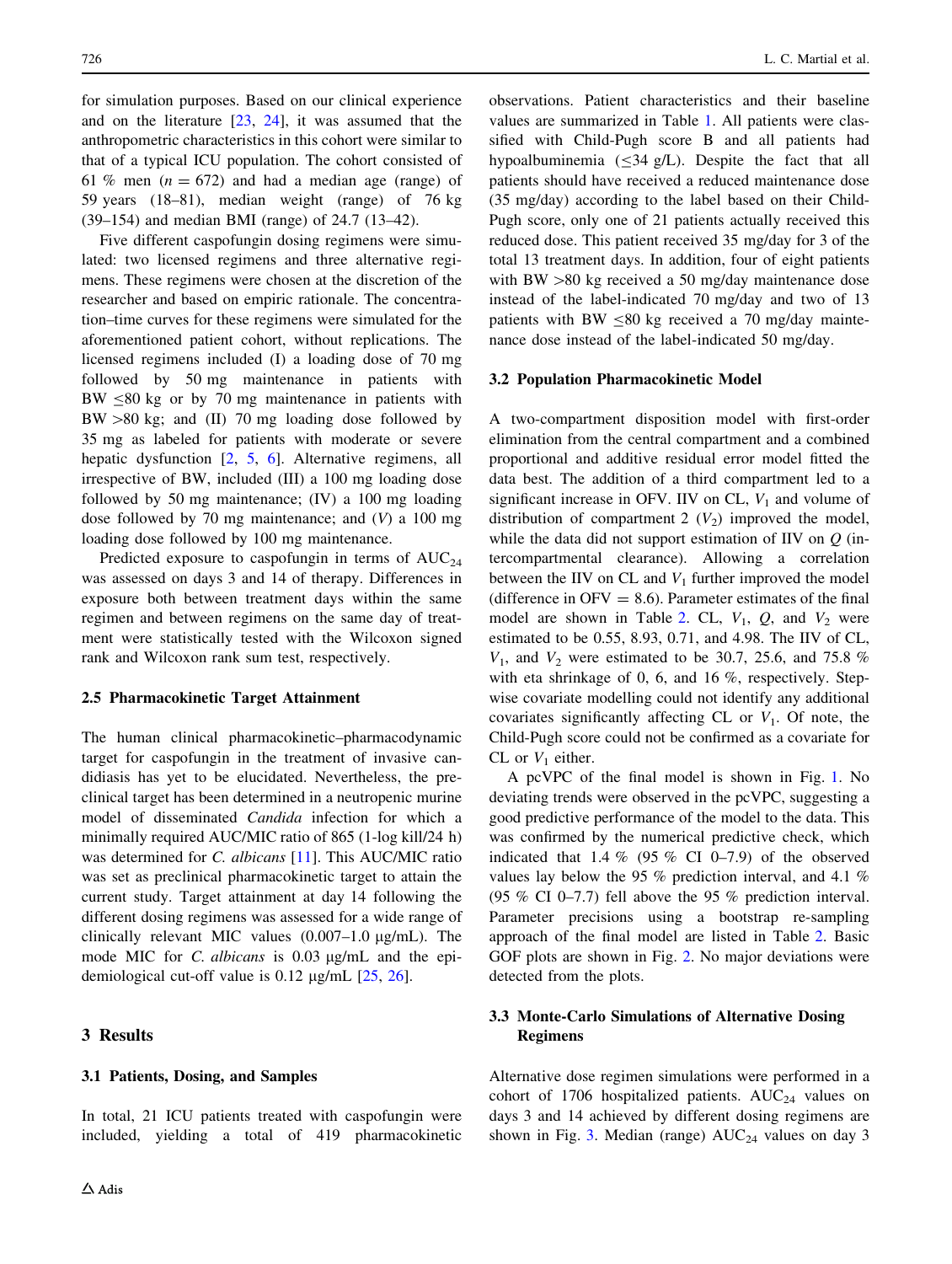for simulation purposes. Based on our clinical experience and on the literature [23, 24], it was assumed that the anthropometric characteristics in this cohort were similar to that of a typical ICU population. The cohort consisted of 61 % men ($n = 672$) and had a median age (range) of 59 years (18–81), median weight (range) of 76 kg (39–154) and median BMI (range) of 24.7 (13–42).

Five different caspofungin dosing regimens were simulated: two licensed regimens and three alternative regimens. These regimens were chosen at the discretion of the researcher and based on empiric rationale. The concentration–time curves for these regimens were simulated for the aforementioned patient cohort, without replications. The licensed regimens included (I) a loading dose of 70 mg followed by 50 mg maintenance in patients with BW ≤80 kg or by 70 mg maintenance in patients with BW >80 kg; and (II) 70 mg loading dose followed by 35 mg as labeled for patients with moderate or severe hepatic dysfunction [2, 5, 6]. Alternative regimens, all irrespective of BW, included (III) a 100 mg loading dose followed by 50 mg maintenance; (IV) a 100 mg loading dose followed by 70 mg maintenance; and (V) a 100 mg loading dose followed by 100 mg maintenance.

Predicted exposure to caspofungin in terms of $AUC_{24}$ was assessed on days 3 and 14 of therapy. Differences in exposure both between treatment days within the same regimen and between regimens on the same day of treatment were statistically tested with the Wilcoxon signed rank and Wilcoxon rank sum test, respectively.

### 2.5 Pharmacokinetic Target Attainment

The human clinical pharmacokinetic–pharmacodynamic target for caspofungin in the treatment of invasive candidiasis has yet to be elucidated. Nevertheless, the preclinical target has been determined in a neutropenic murine model of disseminated *Candida* infection for which a minimally required AUC/MIC ratio of 865 (1-log kill/24 h) was determined for *C. albicans* [11]. This AUC/MIC ratio was set as preclinical pharmacokinetic target to attain the current study. Target attainment at day 14 following the different dosing regimens was assessed for a wide range of clinically relevant MIC values (0.007–1.0 µg/mL). The mode MIC for *C. albicans* is 0.03 µg/mL and the epidemiological cut-off value is 0.12 µg/mL [25, 26].

## 3 Results

### 3.1 Patients, Dosing, and Samples

In total, 21 ICU patients treated with caspofungin were included, yielding a total of 419 pharmacokinetic observations. Patient characteristics and their baseline values are summarized in Table 1. All patients were classified with Child-Pugh score B and all patients had hypoalbuminemia (≤34 g/L). Despite the fact that all patients should have received a reduced maintenance dose (35 mg/day) according to the label based on their Child-Pugh score, only one of 21 patients actually received this reduced dose. This patient received 35 mg/day for 3 of the total 13 treatment days. In addition, four of eight patients with BW >80 kg received a 50 mg/day maintenance dose instead of the label-indicated 70 mg/day and two of 13 patients with BW ≤80 kg received a 70 mg/day maintenance dose instead of the label-indicated 50 mg/day.

### 3.2 Population Pharmacokinetic Model

A two-compartment disposition model with first-order elimination from the central compartment and a combined proportional and additive residual error model fitted the data best. The addition of a third compartment led to a significant increase in OFV. IIV on CL, $V_1$ and volume of distribution of compartment 2 ($V_2$) improved the model, while the data did not support estimation of IIV on $Q$ (intercompartmental clearance). Allowing a correlation between the IIV on CL and $V_1$ further improved the model (difference in OFV = 8.6). Parameter estimates of the final model are shown in Table 2. CL, $V_1$, $Q$, and $V_2$ were estimated to be 0.55, 8.93, 0.71, and 4.98. The IIV of CL, $V_1$, and $V_2$ were estimated to be 30.7, 25.6, and 75.8 % with eta shrinkage of 0, 6, and 16 %, respectively. Stepwise covariate modelling could not identify any additional covariates significantly affecting CL or $V_1$. Of note, the Child-Pugh score could not be confirmed as a covariate for CL or $V_1$ either.

A pcVPC of the final model is shown in Fig. 1. No deviating trends were observed in the pcVPC, suggesting a good predictive performance of the model to the data. This was confirmed by the numerical predictive check, which indicated that 1.4 % (95 % CI 0–7.9) of the observed values lay below the 95 % prediction interval, and 4.1 % (95 % CI 0–7.7) fell above the 95 % prediction interval. Parameter precisions using a bootstrap re-sampling approach of the final model are listed in Table 2. Basic GOF plots are shown in Fig. 2. No major deviations were detected from the plots.

### 3.3 Monte-Carlo Simulations of Alternative Dosing Regimens

Alternative dose regimen simulations were performed in a cohort of 1706 hospitalized patients. $AUC_{24}$ values on days 3 and 14 achieved by different dosing regimens are shown in Fig. 3. Median (range) $AUC_{24}$ values on day 3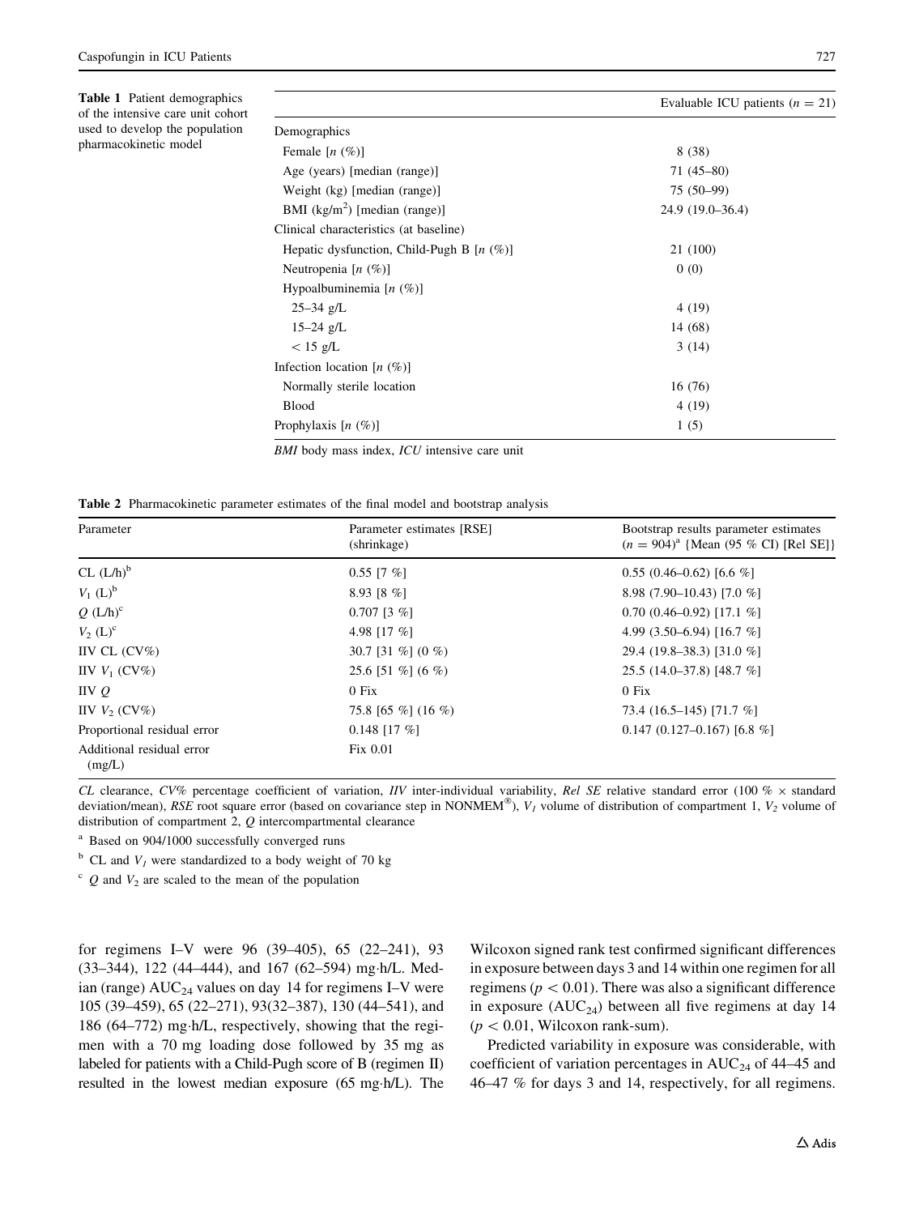**Table 1** Patient demographics of the intensive care unit cohort used to develop the population pharmacokinetic model

| | Evaluable ICU patients ($n$ = 21) |
|---|---|
| Demographics | |
| Female [$n$ (%)] | 8 (38) |
| Age (years) [median (range)] | 71 (45–80) |
| Weight (kg) [median (range)] | 75 (50–99) |
| BMI (kg/m$^2$) [median (range)] | 24.9 (19.0–36.4) |
| Clinical characteristics (at baseline) | |
| Hepatic dysfunction, Child-Pugh B [$n$ (%)] | 21 (100) |
| Neutropenia [$n$ (%)] | 0 (0) |
| Hypoalbuminemia [$n$ (%)] | |
| 25–34 g/L | 4 (19) |
| 15–24 g/L | 14 (68) |
| < 15 g/L | 3 (14) |
| Infection location [$n$ (%)] | |
| Normally sterile location | 16 (76) |
| Blood | 4 (19) |
| Prophylaxis [$n$ (%)] | 1 (5) |

*BMI* body mass index, *ICU* intensive care unit

**Table 2** Pharmacokinetic parameter estimates of the final model and bootstrap analysis

| Parameter | Parameter estimates [RSE] (shrinkage) | Bootstrap results parameter estimates ($n$ = 904)[a] {Mean (95 % CI) [Rel SE]} |
|---|---|---|
| CL (L/h)[b] | 0.55 [7 %] | 0.55 (0.46–0.62) [6.6 %] |
| $V_1$ (L)[b] | 8.93 [8 %] | 8.98 (7.90–10.43) [7.0 %] |
| $Q$ (L/h)[c] | 0.707 [3 %] | 0.70 (0.46–0.92) [17.1 %] |
| $V_2$ (L)[c] | 4.98 [17 %] | 4.99 (3.50–6.94) [16.7 %] |
| IIV CL (CV%) | 30.7 [31 %] (0 %) | 29.4 (19.8–38.3) [31.0 %] |
| IIV $V_1$ (CV%) | 25.6 [51 %] (6 %) | 25.5 (14.0–37.8) [48.7 %] |
| IIV $Q$ | 0 Fix | 0 Fix |
| IIV $V_2$ (CV%) | 75.8 [65 %] (16 %) | 73.4 (16.5–145) [71.7 %] |
| Proportional residual error | 0.148 [17 %] | 0.147 (0.127–0.167) [6.8 %] |
| Additional residual error (mg/L) | Fix 0.01 | |

*CL* clearance, *CV%* percentage coefficient of variation, *IIV* inter-individual variability, *Rel SE* relative standard error (100 % × standard deviation/mean), *RSE* root square error (based on covariance step in NONMEM®), $V_1$ volume of distribution of compartment 1, $V_2$ volume of distribution of compartment 2, $Q$ intercompartmental clearance

[a] Based on 904/1000 successfully converged runs

[b] CL and $V_1$ were standardized to a body weight of 70 kg

[c] $Q$ and $V_2$ are scaled to the mean of the population

for regimens I–V were 96 (39–405), 65 (22–241), 93 (33–344), 122 (44–444), and 167 (62–594) mg·h/L. Median (range) $AUC_{24}$ values on day 14 for regimens I–V were 105 (39–459), 65 (22–271), 93(32–387), 130 (44–541), and 186 (64–772) mg·h/L, respectively, showing that the regimen with a 70 mg loading dose followed by 35 mg as labeled for patients with a Child-Pugh score of B (regimen II) resulted in the lowest median exposure (65 mg·h/L). The Wilcoxon signed rank test confirmed significant differences in exposure between days 3 and 14 within one regimen for all regimens ($p < 0.01$). There was also a significant difference in exposure ($AUC_{24}$) between all five regimens at day 14 ($p < 0.01$, Wilcoxon rank-sum).

Predicted variability in exposure was considerable, with coefficient of variation percentages in $AUC_{24}$ of 44–45 and 46–47 % for days 3 and 14, respectively, for all regimens.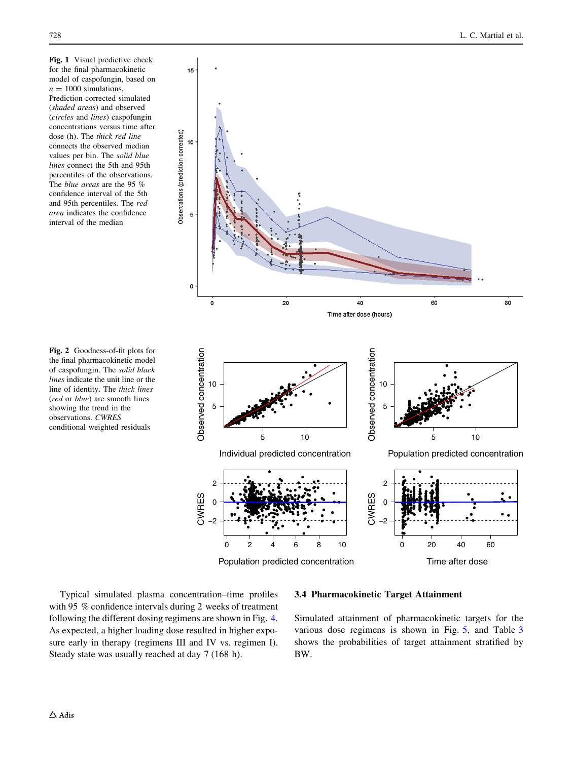**Fig. 1** Visual predictive check for the final pharmacokinetic model of caspofungin, based on $n = 1000$ simulations. Prediction-corrected simulated (*shaded areas*) and observed (*circles* and *lines*) caspofungin concentrations versus time after dose (h). The *thick red line* connects the observed median values per bin. The *solid blue lines* connect the 5th and 95th percentiles of the observations. The *blue areas* are the 95 % confidence interval of the 5th and 95th percentiles. The *red area* indicates the confidence interval of the median

**Fig. 2** Goodness-of-fit plots for the final pharmacokinetic model of caspofungin. The *solid black lines* indicate the unit line or the line of identity. The *thick lines* (*red* or *blue*) are smooth lines showing the trend in the observations. *CWRES* conditional weighted residuals

Typical simulated plasma concentration–time profiles with 95 % confidence intervals during 2 weeks of treatment following the different dosing regimens are shown in Fig. 4. As expected, a higher loading dose resulted in higher exposure early in therapy (regimens III and IV vs. regimen I). Steady state was usually reached at day 7 (168 h).

### 3.4 Pharmacokinetic Target Attainment

Simulated attainment of pharmacokinetic targets for the various dose regimens is shown in Fig. 5, and Table 3 shows the probabilities of target attainment stratified by BW.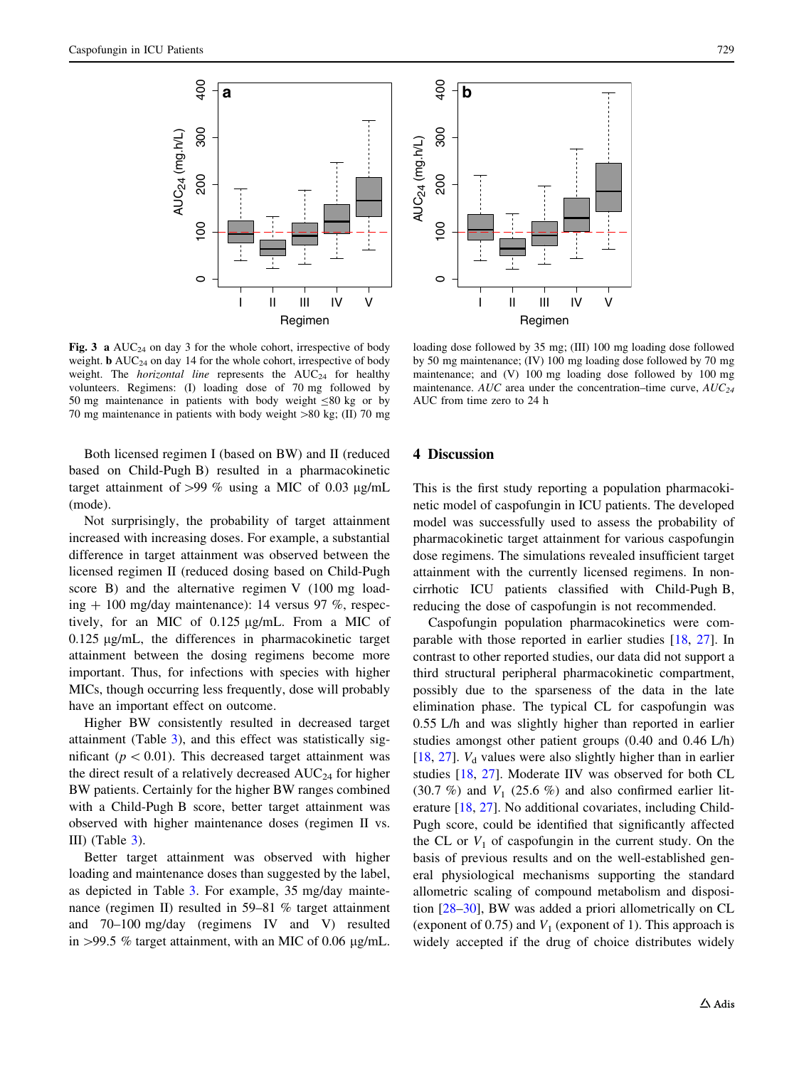**Fig. 3** **a** $AUC_{24}$ on day 3 for the whole cohort, irrespective of body weight. **b** $AUC_{24}$ on day 14 for the whole cohort, irrespective of body weight. The *horizontal line* represents the $AUC_{24}$ for healthy volunteers. Regimens: (I) loading dose of 70 mg followed by 50 mg maintenance in patients with body weight ≤80 kg or by 70 mg maintenance in patients with body weight >80 kg; (II) 70 mg loading dose followed by 35 mg; (III) 100 mg loading dose followed by 50 mg maintenance; (IV) 100 mg loading dose followed by 70 mg maintenance; and (V) 100 mg loading dose followed by 100 mg maintenance. *AUC* area under the concentration–time curve, $AUC_{24}$ AUC from time zero to 24 h

Both licensed regimen I (based on BW) and II (reduced based on Child-Pugh B) resulted in a pharmacokinetic target attainment of >99 % using a MIC of 0.03 µg/mL (mode).

Not surprisingly, the probability of target attainment increased with increasing doses. For example, a substantial difference in target attainment was observed between the licensed regimen II (reduced dosing based on Child-Pugh score B) and the alternative regimen V (100 mg loading + 100 mg/day maintenance): 14 versus 97 %, respectively, for an MIC of 0.125 µg/mL. From a MIC of 0.125 µg/mL, the differences in pharmacokinetic target attainment between the dosing regimens become more important. Thus, for infections with species with higher MICs, though occurring less frequently, dose will probably have an important effect on outcome.

Higher BW consistently resulted in decreased target attainment (Table 3), and this effect was statistically significant ($p < 0.01$). This decreased target attainment was the direct result of a relatively decreased $AUC_{24}$ for higher BW patients. Certainly for the higher BW ranges combined with a Child-Pugh B score, better target attainment was observed with higher maintenance doses (regimen II vs. III) (Table 3).

Better target attainment was observed with higher loading and maintenance doses than suggested by the label, as depicted in Table 3. For example, 35 mg/day maintenance (regimen II) resulted in 59–81 % target attainment and 70–100 mg/day (regimens IV and V) resulted in >99.5 % target attainment, with an MIC of 0.06 µg/mL.

## 4 Discussion

This is the first study reporting a population pharmacokinetic model of caspofungin in ICU patients. The developed model was successfully used to assess the probability of pharmacokinetic target attainment for various caspofungin dose regimens. The simulations revealed insufficient target attainment with the currently licensed regimens. In non-cirrhotic ICU patients classified with Child-Pugh B, reducing the dose of caspofungin is not recommended.

Caspofungin population pharmacokinetics were comparable with those reported in earlier studies [18, 27]. In contrast to other reported studies, our data did not support a third structural peripheral pharmacokinetic compartment, possibly due to the sparseness of the data in the late elimination phase. The typical CL for caspofungin was 0.55 L/h and was slightly higher than reported in earlier studies amongst other patient groups (0.40 and 0.46 L/h) [18, 27]. $V_d$ values were also slightly higher than in earlier studies [18, 27]. Moderate IIV was observed for both CL (30.7 %) and $V_1$ (25.6 %) and also confirmed earlier literature [18, 27]. No additional covariates, including Child-Pugh score, could be identified that significantly affected the CL or $V_1$ of caspofungin in the current study. On the basis of previous results and on the well-established general physiological mechanisms supporting the standard allometric scaling of compound metabolism and disposition [28–30], BW was added a priori allometrically on CL (exponent of 0.75) and $V_1$ (exponent of 1). This approach is widely accepted if the drug of choice distributes widely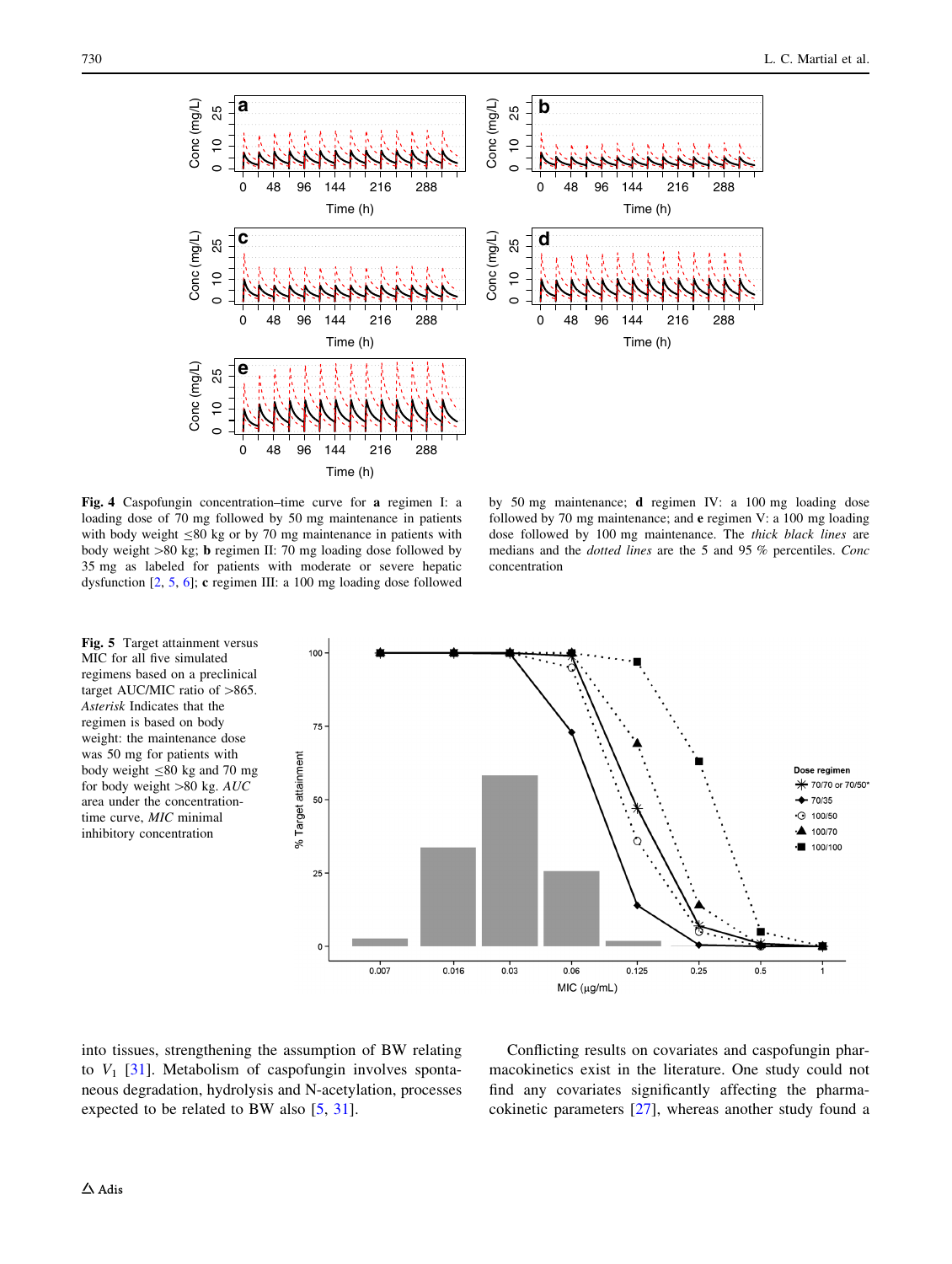**Fig. 4** Caspofungin concentration–time curve for **a** regimen I: a loading dose of 70 mg followed by 50 mg maintenance in patients with body weight ≤80 kg or by 70 mg maintenance in patients with body weight >80 kg; **b** regimen II: 70 mg loading dose followed by 35 mg as labeled for patients with moderate or severe hepatic dysfunction [2, 5, 6]; **c** regimen III: a 100 mg loading dose followed by 50 mg maintenance; **d** regimen IV: a 100 mg loading dose followed by 70 mg maintenance; and **e** regimen V: a 100 mg loading dose followed by 100 mg maintenance. The *thick black lines* are medians and the *dotted lines* are the 5 and 95 % percentiles. *Conc* concentration

**Fig. 5** Target attainment versus MIC for all five simulated regimens based on a preclinical target AUC/MIC ratio of >865. *Asterisk* Indicates that the regimen is based on body weight: the maintenance dose was 50 mg for patients with body weight ≤80 kg and 70 mg for body weight >80 kg. *AUC* area under the concentration-time curve, *MIC* minimal inhibitory concentration

into tissues, strengthening the assumption of BW relating to $V_1$ [31]. Metabolism of caspofungin involves spontaneous degradation, hydrolysis and N-acetylation, processes expected to be related to BW also [5, 31].

Conflicting results on covariates and caspofungin pharmacokinetics exist in the literature. One study could not find any covariates significantly affecting the pharmacokinetic parameters [27], whereas another study found a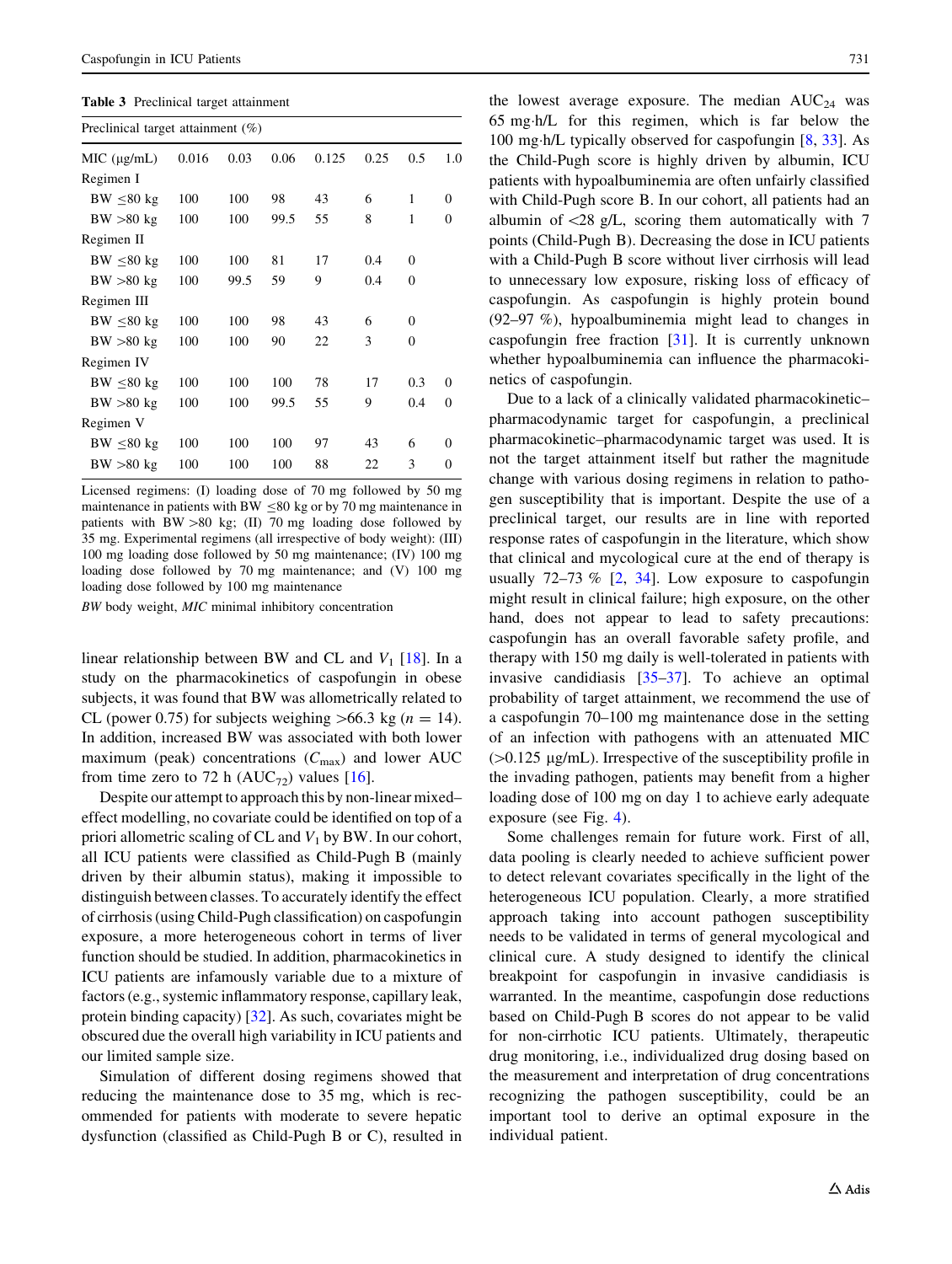**Table 3** Preclinical target attainment

| Preclinical target attainment (%) | | | | | | | |
|---|---|---|---|---|---|---|---|
| MIC (μg/mL) | 0.016 | 0.03 | 0.06 | 0.125 | 0.25 | 0.5 | 1.0 |
| Regimen I | | | | | | | |
| BW ≤80 kg | 100 | 100 | 98 | 43 | 6 | 1 | 0 |
| BW >80 kg | 100 | 100 | 99.5 | 55 | 8 | 1 | 0 |
| Regimen II | | | | | | | |
| BW ≤80 kg | 100 | 100 | 81 | 17 | 0.4 | 0 | |
| BW >80 kg | 100 | 99.5 | 59 | 9 | 0.4 | 0 | |
| Regimen III | | | | | | | |
| BW ≤80 kg | 100 | 100 | 98 | 43 | 6 | 0 | |
| BW >80 kg | 100 | 100 | 90 | 22 | 3 | 0 | |
| Regimen IV | | | | | | | |
| BW ≤80 kg | 100 | 100 | 100 | 78 | 17 | 0.3 | 0 |
| BW >80 kg | 100 | 100 | 99.5 | 55 | 9 | 0.4 | 0 |
| Regimen V | | | | | | | |
| BW ≤80 kg | 100 | 100 | 100 | 97 | 43 | 6 | 0 |
| BW >80 kg | 100 | 100 | 100 | 88 | 22 | 3 | 0 |

Licensed regimens: (I) loading dose of 70 mg followed by 50 mg maintenance in patients with BW ≤80 kg or by 70 mg maintenance in patients with BW >80 kg; (II) 70 mg loading dose followed by 35 mg. Experimental regimens (all irrespective of body weight): (III) 100 mg loading dose followed by 50 mg maintenance; (IV) 100 mg loading dose followed by 70 mg maintenance; and (V) 100 mg loading dose followed by 100 mg maintenance

*BW* body weight, *MIC* minimal inhibitory concentration

linear relationship between BW and CL and $V_1$ [18]. In a study on the pharmacokinetics of caspofungin in obese subjects, it was found that BW was allometrically related to CL (power 0.75) for subjects weighing >66.3 kg ($n = 14$). In addition, increased BW was associated with both lower maximum (peak) concentrations ($C_{max}$) and lower AUC from time zero to 72 h ($AUC_{72}$) values [16].

Despite our attempt to approach this by non-linear mixed–effect modelling, no covariate could be identified on top of a priori allometric scaling of CL and $V_1$ by BW. In our cohort, all ICU patients were classified as Child-Pugh B (mainly driven by their albumin status), making it impossible to distinguish between classes. To accurately identify the effect of cirrhosis (using Child-Pugh classification) on caspofungin exposure, a more heterogeneous cohort in terms of liver function should be studied. In addition, pharmacokinetics in ICU patients are infamously variable due to a mixture of factors (e.g., systemic inflammatory response, capillary leak, protein binding capacity) [32]. As such, covariates might be obscured due the overall high variability in ICU patients and our limited sample size.

Simulation of different dosing regimens showed that reducing the maintenance dose to 35 mg, which is recommended for patients with moderate to severe hepatic dysfunction (classified as Child-Pugh B or C), resulted in the lowest average exposure. The median $AUC_{24}$ was 65 mg·h/L for this regimen, which is far below the 100 mg·h/L typically observed for caspofungin [8, 33]. As the Child-Pugh score is highly driven by albumin, ICU patients with hypoalbuminemia are often unfairly classified with Child-Pugh score B. In our cohort, all patients had an albumin of <28 g/L, scoring them automatically with 7 points (Child-Pugh B). Decreasing the dose in ICU patients with a Child-Pugh B score without liver cirrhosis will lead to unnecessary low exposure, risking loss of efficacy of caspofungin. As caspofungin is highly protein bound (92–97 %), hypoalbuminemia might lead to changes in caspofungin free fraction [31]. It is currently unknown whether hypoalbuminemia can influence the pharmacokinetics of caspofungin.

Due to a lack of a clinically validated pharmacokinetic–pharmacodynamic target for caspofungin, a preclinical pharmacokinetic–pharmacodynamic target was used. It is not the target attainment itself but rather the magnitude change with various dosing regimens in relation to pathogen susceptibility that is important. Despite the use of a preclinical target, our results are in line with reported response rates of caspofungin in the literature, which show that clinical and mycological cure at the end of therapy is usually 72–73 % [2, 34]. Low exposure to caspofungin might result in clinical failure; high exposure, on the other hand, does not appear to lead to safety precautions: caspofungin has an overall favorable safety profile, and therapy with 150 mg daily is well-tolerated in patients with invasive candidiasis [35–37]. To achieve an optimal probability of target attainment, we recommend the use of a caspofungin 70–100 mg maintenance dose in the setting of an infection with pathogens with an attenuated MIC (>0.125 μg/mL). Irrespective of the susceptibility profile in the invading pathogen, patients may benefit from a higher loading dose of 100 mg on day 1 to achieve early adequate exposure (see Fig. 4).

Some challenges remain for future work. First of all, data pooling is clearly needed to obtain sufficient power to detect relevant covariates specifically in the light of the heterogeneous ICU population. Clearly, a more stratified approach taking into account pathogen susceptibility needs to be validated in terms of general mycological and clinical cure. A study designed to identify the clinical breakpoint for caspofungin in invasive candidiasis is warranted. In the meantime, caspofungin dose reductions based on Child-Pugh B scores do not appear to be valid for non-cirrhotic ICU patients. Ultimately, therapeutic drug monitoring, i.e., individualized drug dosing based on the measurement and interpretation of drug concentrations recognizing the pathogen susceptibility, could be an important tool to derive an optimal exposure in the individual patient.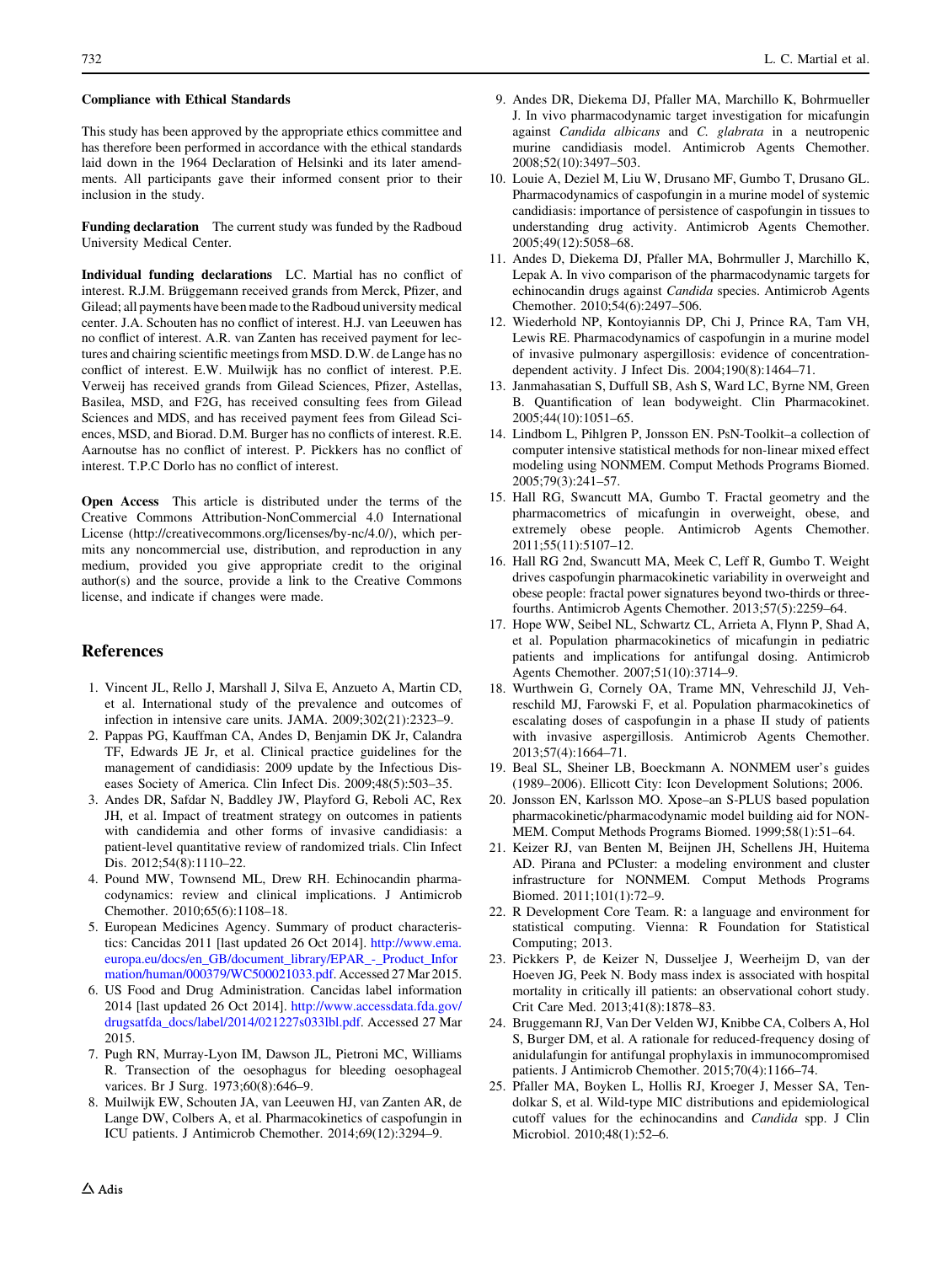**Compliance with Ethical Standards**

This study has been approved by the appropriate ethics committee and has therefore been performed in accordance with the ethical standards laid down in the 1964 Declaration of Helsinki and its later amendments. All participants gave their informed consent prior to their inclusion in the study.

**Funding declaration** The current study was funded by the Radboud University Medical Center.

**Individual funding declarations** LC. Martial has no conflict of interest. R.J.M. Brüggemann received grands from Merck, Pfizer, and Gilead; all payments have been made to the Radboud university medical center. J.A. Schouten has no conflict of interest. H.J. van Leeuwen has no conflict of interest. A.R. van Zanten has received payment for lectures and chairing scientific meetings from MSD. D.W. de Lange has no conflict of interest. E.W. Muilwijk has no conflict of interest. P.E. Verweij has received grands from Gilead Sciences, Pfizer, Astellas, Basilea, MSD, and F2G, has received consulting fees from Gilead Sciences and MDS, and has received payment fees from Gilead Sciences, MSD, and Biorad. D.M. Burger has no conflicts of interest. R.E. Aarnoutse has no conflict of interest. P. Pickkers has no conflict of interest. T.P.C Dorlo has no conflict of interest.

**Open Access** This article is distributed under the terms of the Creative Commons Attribution-NonCommercial 4.0 International License (http://creativecommons.org/licenses/by-nc/4.0/), which permits any noncommercial use, distribution, and reproduction in any medium, provided you give appropriate credit to the original author(s) and the source, provide a link to the Creative Commons license, and indicate if changes were made.

## References

1. Vincent JL, Rello J, Marshall J, Silva E, Anzueto A, Martin CD, et al. International study of the prevalence and outcomes of infection in intensive care units. JAMA. 2009;302(21):2323–9.
2. Pappas PG, Kauffman CA, Andes D, Benjamin DK Jr, Calandra TF, Edwards JE Jr, et al. Clinical practice guidelines for the management of candidiasis: 2009 update by the Infectious Diseases Society of America. Clin Infect Dis. 2009;48(5):503–35.
3. Andes DR, Safdar N, Baddley JW, Playford G, Reboli AC, Rex JH, et al. Impact of treatment strategy on outcomes in patients with candidemia and other forms of invasive candidiasis: a patient-level quantitative review of randomized trials. Clin Infect Dis. 2012;54(8):1110–22.
4. Pound MW, Townsend ML, Drew RH. Echinocandin pharmacodynamics: review and clinical implications. J Antimicrob Chemother. 2010;65(6):1108–18.
5. European Medicines Agency. Summary of product characteristics: Cancidas 2011 [last updated 26 Oct 2014]. http://www.ema.europa.eu/docs/en_GB/document_library/EPAR_-_Product_Information/human/000379/WC500021033.pdf. Accessed 27 Mar 2015.
6. US Food and Drug Administration. Cancidas label information 2014 [last updated 26 Oct 2014]. http://www.accessdata.fda.gov/drugsatfda_docs/label/2014/021227s033lbl.pdf. Accessed 27 Mar 2015.
7. Pugh RN, Murray-Lyon IM, Dawson JL, Pietroni MC, Williams R. Transection of the oesophagus for bleeding oesophageal varices. Br J Surg. 1973;60(8):646–9.
8. Muilwijk EW, Schouten JA, van Leeuwen HJ, van Zanten AR, de Lange DW, Colbers A, et al. Pharmacokinetics of caspofungin in ICU patients. J Antimicrob Chemother. 2014;69(12):3294–9.
9. Andes DR, Diekema DJ, Pfaller MA, Marchillo K, Bohrmueller J. In vivo pharmacodynamic target investigation for micafungin against *Candida albicans* and *C. glabrata* in a neutropenic murine candidiasis model. Antimicrob Agents Chemother. 2008;52(10):3497–503.
10. Louie A, Deziel M, Liu W, Drusano MF, Gumbo T, Drusano GL. Pharmacodynamics of caspofungin in a murine model of systemic candidiasis: importance of persistence of caspofungin in tissues to understanding drug activity. Antimicrob Agents Chemother. 2005;49(12):5058–68.
11. Andes D, Diekema DJ, Pfaller MA, Bohrmuller J, Marchillo K, Lepak A. In vivo comparison of the pharmacodynamic targets for echinocandin drugs against *Candida* species. Antimicrob Agents Chemother. 2010;54(6):2497–506.
12. Wiederhold NP, Kontoyiannis DP, Chi J, Prince RA, Tam VH, Lewis RE. Pharmacodynamics of caspofungin in a murine model of invasive pulmonary aspergillosis: evidence of concentration-dependent activity. J Infect Dis. 2004;190(8):1464–71.
13. Janmahasatian S, Duffull SB, Ash S, Ward LC, Byrne NM, Green B. Quantification of lean bodyweight. Clin Pharmacokinet. 2005;44(10):1051–65.
14. Lindbom L, Pihlgren P, Jonsson EN. PsN-Toolkit–a collection of computer intensive statistical methods for non-linear mixed effect modeling using NONMEM. Comput Methods Programs Biomed. 2005;79(3):241–57.
15. Hall RG, Swancutt MA, Gumbo T. Fractal geometry and the pharmacometrics of micafungin in overweight, obese, and extremely obese people. Antimicrob Agents Chemother. 2011;55(11):5107–12.
16. Hall RG 2nd, Swancutt MA, Meek C, Leff R, Gumbo T. Weight drives caspofungin pharmacokinetic variability in overweight and obese people: fractal power signatures beyond two-thirds or three-fourths. Antimicrob Agents Chemother. 2013;57(5):2259–64.
17. Hope WW, Seibel NL, Schwartz CL, Arrieta A, Flynn P, Shad A, et al. Population pharmacokinetics of micafungin in pediatric patients and implications for antifungal dosing. Antimicrob Agents Chemother. 2007;51(10):3714–9.
18. Wurthwein G, Cornely OA, Trame MN, Vehreschild JJ, Vehreschild MJ, Farowski F, et al. Population pharmacokinetics of escalating doses of caspofungin in a phase II study of patients with invasive aspergillosis. Antimicrob Agents Chemother. 2013;57(4):1664–71.
19. Beal SL, Sheiner LB, Boeckmann A. NONMEM user's guides (1989–2006). Ellicott City: Icon Development Solutions; 2006.
20. Jonsson EN, Karlsson MO. Xpose–an S-PLUS based population pharmacokinetic/pharmacodynamic model building aid for NONMEM. Comput Methods Programs Biomed. 1999;58(1):51–64.
21. Keizer RJ, van Benten M, Beijnen JH, Schellens JH, Huitema AD. Pirana and PCluster: a modeling environment and cluster infrastructure for NONMEM. Comput Methods Programs Biomed. 2011;101(1):72–9.
22. R Development Core Team. R: a language and environment for statistical computing. Vienna: R Foundation for Statistical Computing; 2013.
23. Pickkers P, de Keizer N, Dusseljee J, Weerheijm D, van der Hoeven JG, Peek N. Body mass index is associated with hospital mortality in critically ill patients: an observational cohort study. Crit Care Med. 2013;41(8):1878–83.
24. Bruggemann RJ, Van Der Velden WJ, Knibbe CA, Colbers A, Hol S, Burger DM, et al. A rationale for reduced-frequency dosing of anidulafungin for antifungal prophylaxis in immunocompromised patients. J Antimicrob Chemother. 2015;70(4):1166–74.
25. Pfaller MA, Boyken L, Hollis RJ, Kroeger J, Messer SA, Tendolkar S, et al. Wild-type MIC distributions and epidemiological cutoff values for the echinocandins and *Candida* spp. J Clin Microbiol. 2010;48(1):52–6.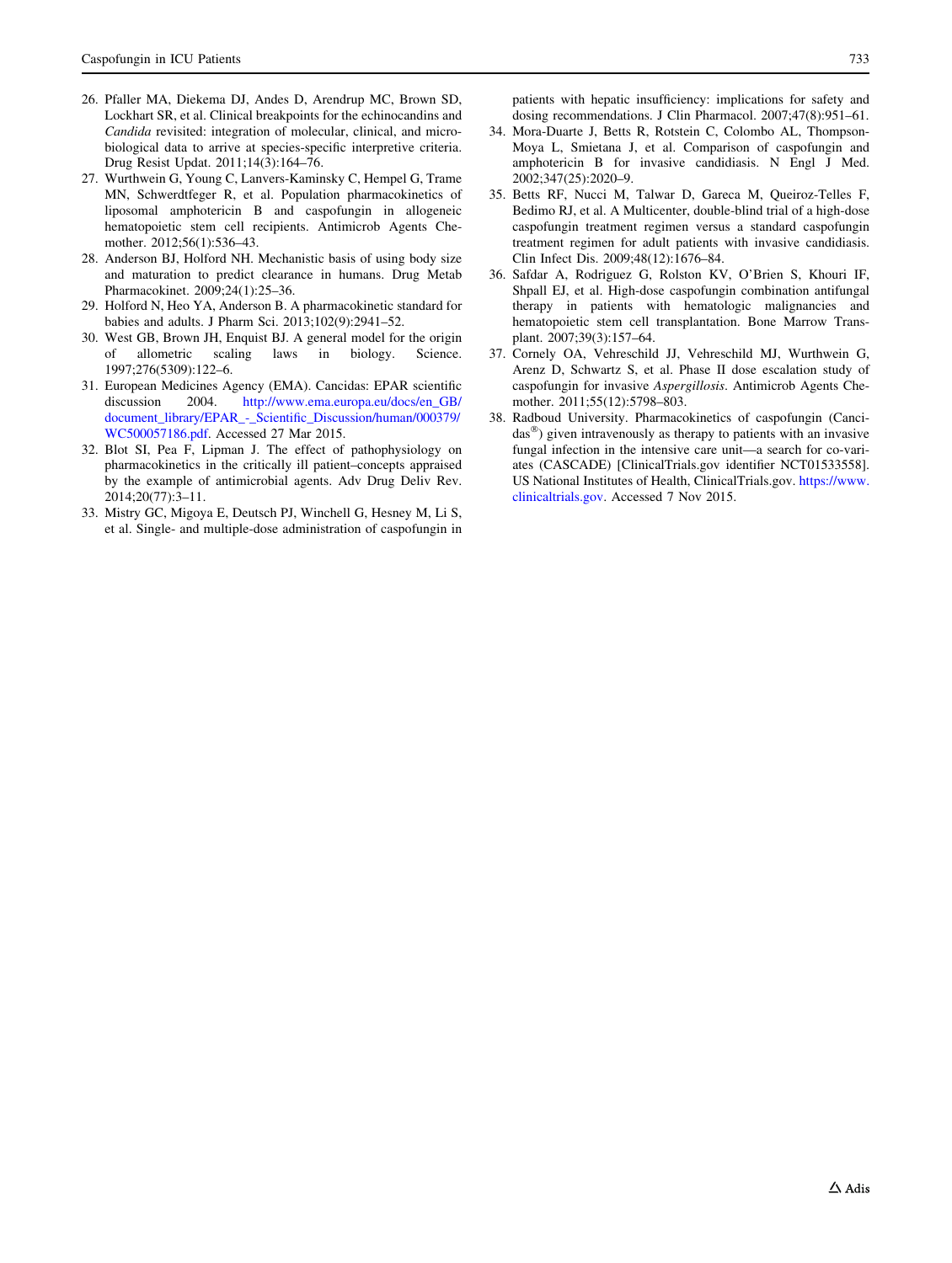26. Pfaller MA, Diekema DJ, Andes D, Arendrup MC, Brown SD, Lockhart SR, et al. Clinical breakpoints for the echinocandins and *Candida* revisited: integration of molecular, clinical, and microbiological data to arrive at species-specific interpretive criteria. Drug Resist Updat. 2011;14(3):164–76.
27. Wurthwein G, Young C, Lanvers-Kaminsky C, Hempel G, Trame MN, Schwerdtfeger R, et al. Population pharmacokinetics of liposomal amphotericin B and caspofungin in allogeneic hematopoietic stem cell recipients. Antimicrob Agents Chemother. 2012;56(1):536–43.
28. Anderson BJ, Holford NH. Mechanistic basis of using body size and maturation to predict clearance in humans. Drug Metab Pharmacokinet. 2009;24(1):25–36.
29. Holford N, Heo YA, Anderson B. A pharmacokinetic standard for babies and adults. J Pharm Sci. 2013;102(9):2941–52.
30. West GB, Brown JH, Enquist BJ. A general model for the origin of allometric scaling laws in biology. Science. 1997;276(5309):122–6.
31. European Medicines Agency (EMA). Cancidas: EPAR scientific discussion 2004. http://www.ema.europa.eu/docs/en_GB/document_library/EPAR_-_Scientific_Discussion/human/000379/WC500057186.pdf. Accessed 27 Mar 2015.
32. Blot SI, Pea F, Lipman J. The effect of pathophysiology on pharmacokinetics in the critically ill patient–concepts appraised by the example of antimicrobial agents. Adv Drug Deliv Rev. 2014;20(77):3–11.
33. Mistry GC, Migoya E, Deutsch PJ, Winchell G, Hesney M, Li S, et al. Single- and multiple-dose administration of caspofungin in patients with hepatic insufficiency: implications for safety and dosing recommendations. J Clin Pharmacol. 2007;47(8):951–61.
34. Mora-Duarte J, Betts R, Rotstein C, Colombo AL, Thompson-Moya L, Smietana J, et al. Comparison of caspofungin and amphotericin B for invasive candidiasis. N Engl J Med. 2002;347(25):2020–9.
35. Betts RF, Nucci M, Talwar D, Gareca M, Queiroz-Telles F, Bedimo RJ, et al. A Multicenter, double-blind trial of a high-dose caspofungin treatment regimen versus a standard caspofungin treatment regimen for adult patients with invasive candidiasis. Clin Infect Dis. 2009;48(12):1676–84.
36. Safdar A, Rodriguez G, Rolston KV, O'Brien S, Khouri IF, Shpall EJ, et al. High-dose caspofungin combination antifungal therapy in patients with hematologic malignancies and hematopoietic stem cell transplantation. Bone Marrow Transplant. 2007;39(3):157–64.
37. Cornely OA, Vehreschild JJ, Vehreschild MJ, Wurthwein G, Arenz D, Schwartz S, et al. Phase II dose escalation study of caspofungin for invasive *Aspergillosis*. Antimicrob Agents Chemother. 2011;55(12):5798–803.
38. Radboud University. Pharmacokinetics of caspofungin (Cancidas®) given intravenously as therapy to patients with an invasive fungal infection in the intensive care unit—a search for co-variates (CASCADE) [ClinicalTrials.gov identifier NCT01533558]. US National Institutes of Health, ClinicalTrials.gov. https://www.clinicaltrials.gov. Accessed 7 Nov 2015.